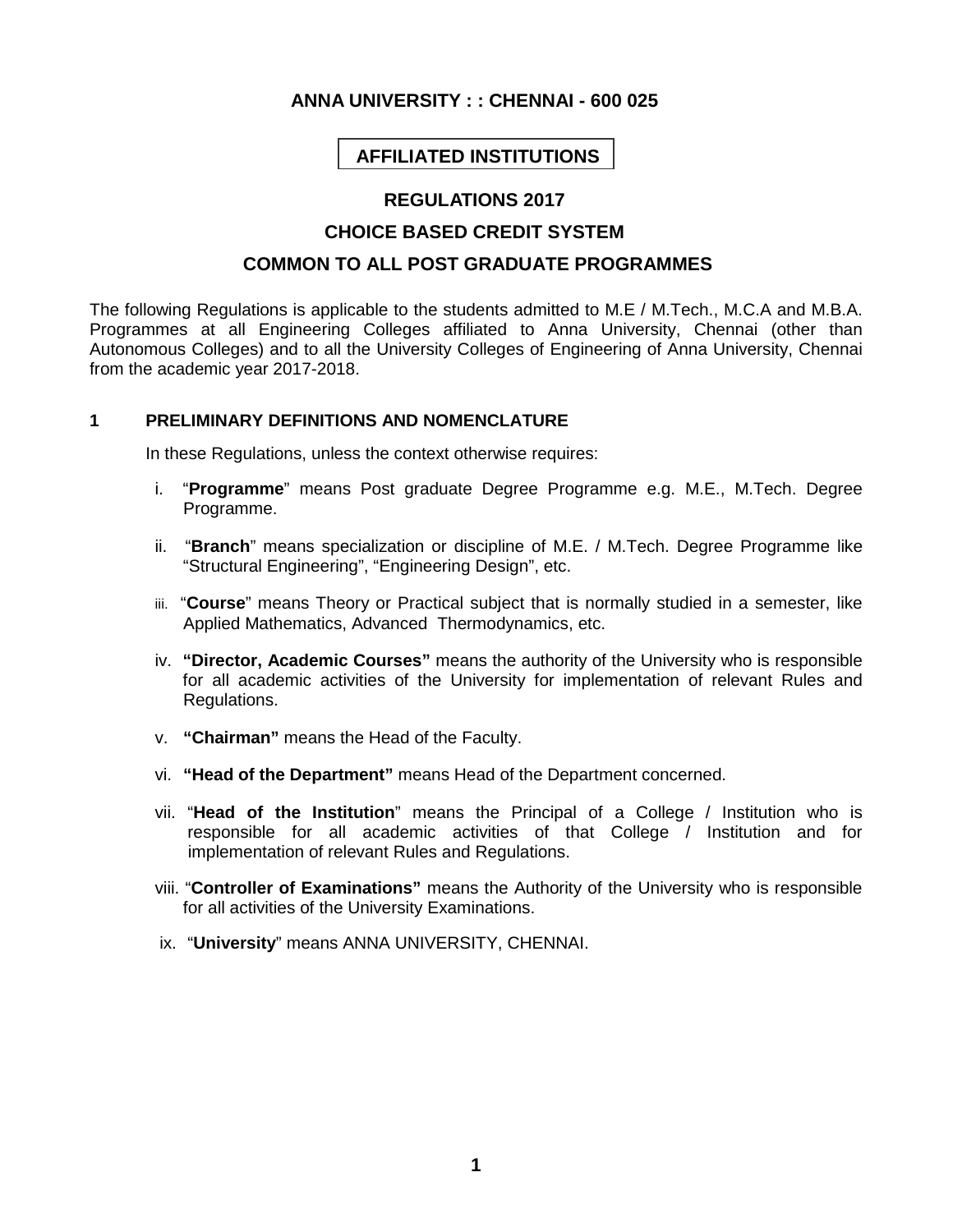# ANNA UNIVERSITY : : CHENNAI - 600 025

## AFFILIATED INSTITUTIONS

## REGULATIONS 2017

## CHOICE BASED CREDIT SYSTEM

## COMMON TO ALL POST GRADUATE PROGRAMMES

The following Regulations is applicable to the students admitted to M.E / M.Tech., M.C.A and M.B.A. Programmes at all Engineering Colleges affiliated to Anna University, Chennai (other than Autonomous Colleges) and to all the University Colleges of Engineering of Anna University, Chennai from the academic year 2017-2018.

### 1 PRELIMINARY DEFINITIONS AND NOMENCLATURE

In these Regulations, unless the context otherwise requires:

i. "**Programme**" means Post graduate Degree Programme e.g. M.E., M.Tech. Degree Programme.

ii. "**Branch**" means specialization or discipline of M.E. / M.Tech. Degree Programme like "Structural Engineering", "Engineering Design", etc.

iii. "**Course**" means Theory or Practical subject that is normally studied in a semester, like Applied Mathematics, Advanced Thermodynamics, etc.

iv. **"Director, Academic Courses"** means the authority of the University who is responsible for all academic activities of the University for implementation of relevant Rules and Regulations.

v. **"Chairman"** means the Head of the Faculty.

vi. **"Head of the Department"** means Head of the Department concerned.

vii. "**Head of the Institution**" means the Principal of a College / Institution who is responsible for all academic activities of that College / Institution and for implementation of relevant Rules and Regulations.

viii. "**Controller of Examinations"** means the Authority of the University who is responsible for all activities of the University Examinations.

ix. "**University**" means ANNA UNIVERSITY, CHENNAI.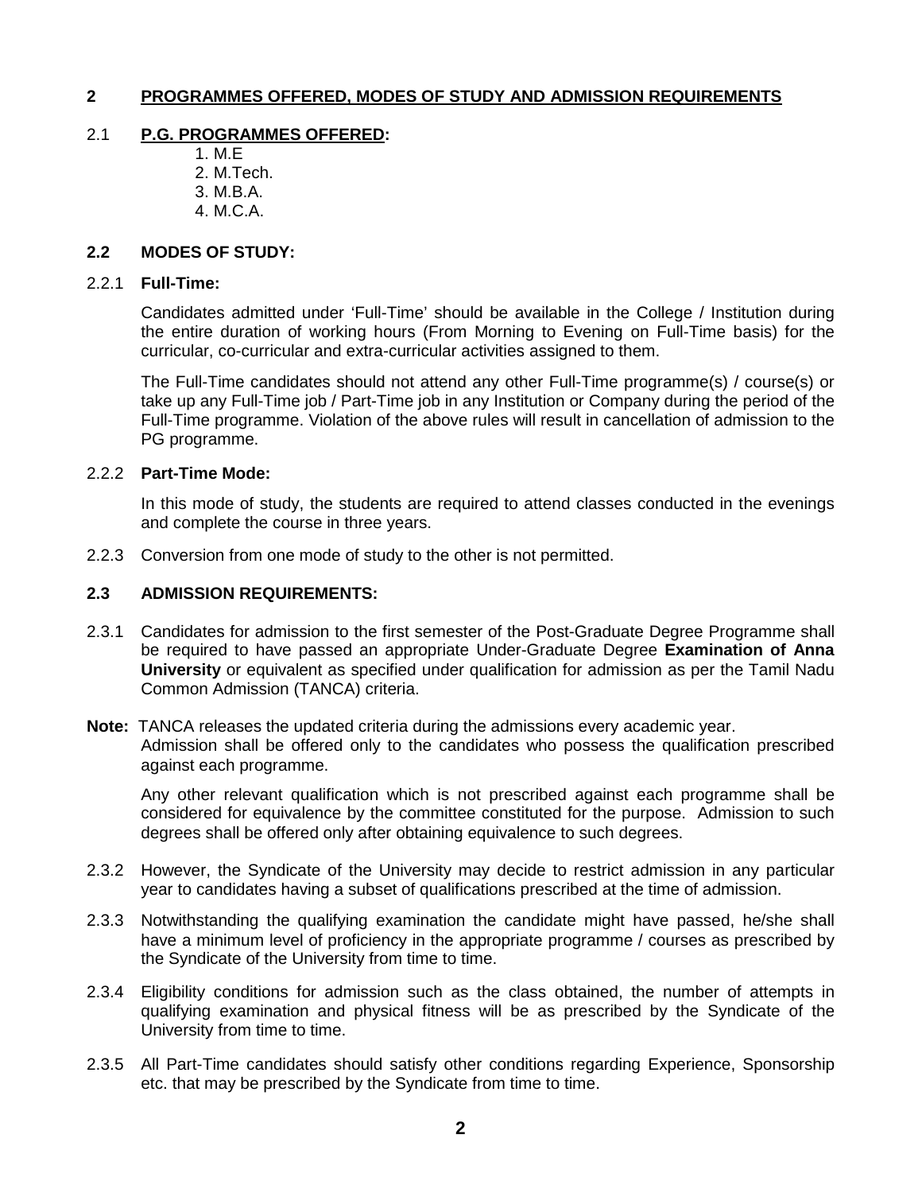## 2 PROGRAMMES OFFERED, MODES OF STUDY AND ADMISSION REQUIREMENTS

### 2.1 P.G. PROGRAMMES OFFERED:

1. M.E
2. M.Tech.
3. M.B.A.
4. M.C.A.

### 2.2 MODES OF STUDY:

2.2.1 **Full-Time:**

Candidates admitted under 'Full-Time' should be available in the College / Institution during the entire duration of working hours (From Morning to Evening on Full-Time basis) for the curricular, co-curricular and extra-curricular activities assigned to them.

The Full-Time candidates should not attend any other Full-Time programme(s) / course(s) or take up any Full-Time job / Part-Time job in any Institution or Company during the period of the Full-Time programme. Violation of the above rules will result in cancellation of admission to the PG programme.

2.2.2 **Part-Time Mode:**

In this mode of study, the students are required to attend classes conducted in the evenings and complete the course in three years.

2.2.3 Conversion from one mode of study to the other is not permitted.

### 2.3 ADMISSION REQUIREMENTS:

2.3.1 Candidates for admission to the first semester of the Post-Graduate Degree Programme shall be required to have passed an appropriate Under-Graduate Degree **Examination of Anna University** or equivalent as specified under qualification for admission as per the Tamil Nadu Common Admission (TANCA) criteria.

**Note:** TANCA releases the updated criteria during the admissions every academic year. Admission shall be offered only to the candidates who possess the qualification prescribed against each programme.

Any other relevant qualification which is not prescribed against each programme shall be considered for equivalence by the committee constituted for the purpose. Admission to such degrees shall be offered only after obtaining equivalence to such degrees.

2.3.2 However, the Syndicate of the University may decide to restrict admission in any particular year to candidates having a subset of qualifications prescribed at the time of admission.

2.3.3 Notwithstanding the qualifying examination the candidate might have passed, he/she shall have a minimum level of proficiency in the appropriate programme / courses as prescribed by the Syndicate of the University from time to time.

2.3.4 Eligibility conditions for admission such as the class obtained, the number of attempts in qualifying examination and physical fitness will be as prescribed by the Syndicate of the University from time to time.

2.3.5 All Part-Time candidates should satisfy other conditions regarding Experience, Sponsorship etc. that may be prescribed by the Syndicate from time to time.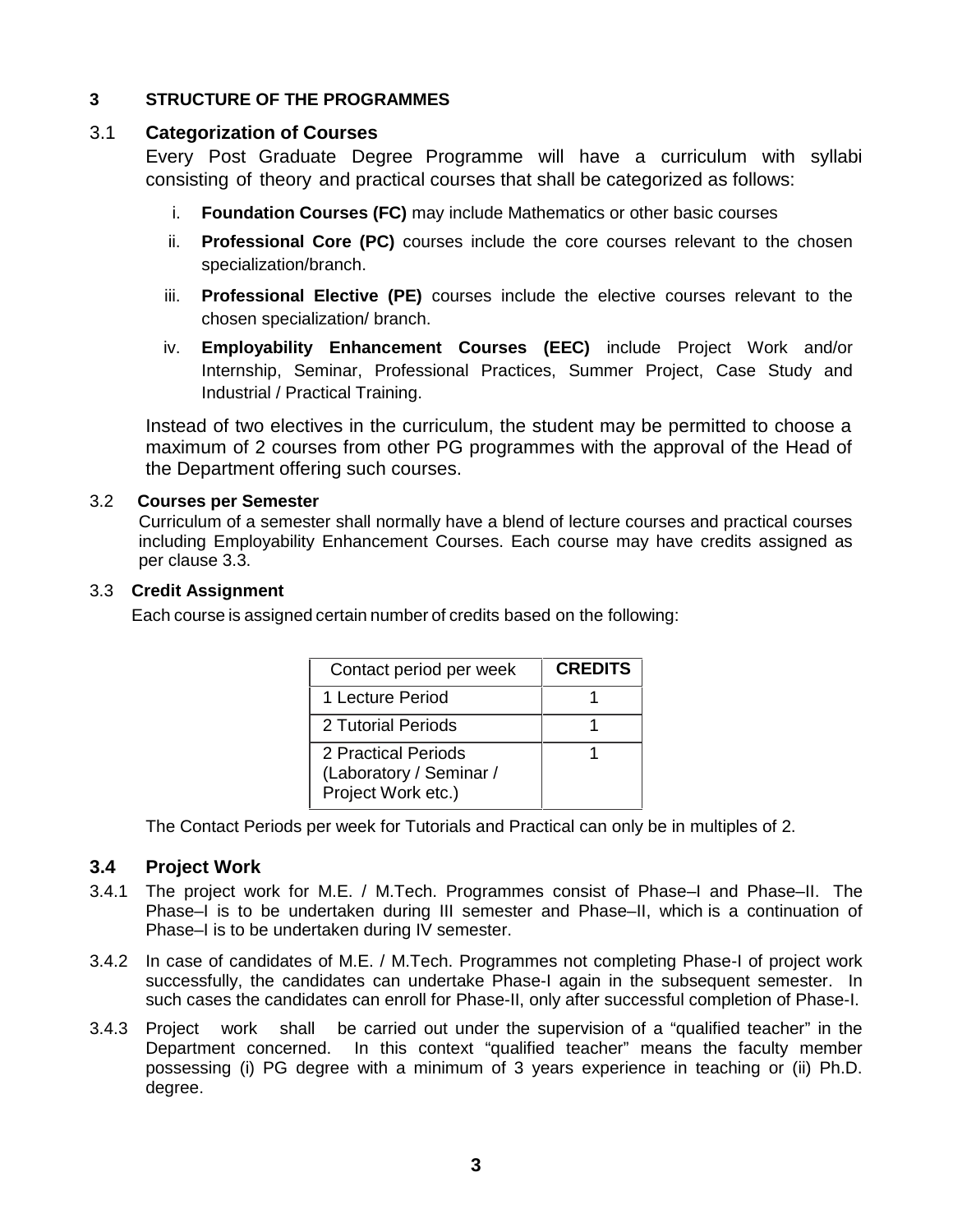## 3 STRUCTURE OF THE PROGRAMMES

### 3.1 Categorization of Courses

Every Post Graduate Degree Programme will have a curriculum with syllabi consisting of theory and practical courses that shall be categorized as follows:

i. **Foundation Courses (FC)** may include Mathematics or other basic courses

ii. **Professional Core (PC)** courses include the core courses relevant to the chosen specialization/branch.

iii. **Professional Elective (PE)** courses include the elective courses relevant to the chosen specialization/ branch.

iv. **Employability Enhancement Courses (EEC)** include Project Work and/or Internship, Seminar, Professional Practices, Summer Project, Case Study and Industrial / Practical Training.

Instead of two electives in the curriculum, the student may be permitted to choose a maximum of 2 courses from other PG programmes with the approval of the Head of the Department offering such courses.

### 3.2 Courses per Semester

Curriculum of a semester shall normally have a blend of lecture courses and practical courses including Employability Enhancement Courses. Each course may have credits assigned as per clause 3.3.

### 3.3 Credit Assignment

Each course is assigned certain number of credits based on the following:

| Contact period per week | **CREDITS** |
|---|---|
| 1 Lecture Period | 1 |
| 2 Tutorial Periods | 1 |
| 2 Practical Periods (Laboratory / Seminar / Project Work etc.) | 1 |

The Contact Periods per week for Tutorials and Practical can only be in multiples of 2.

### 3.4 Project Work

3.4.1 The project work for M.E. / M.Tech. Programmes consist of Phase–I and Phase–II. The Phase–I is to be undertaken during III semester and Phase–II, which is a continuation of Phase–I is to be undertaken during IV semester.

3.4.2 In case of candidates of M.E. / M.Tech. Programmes not completing Phase-I of project work successfully, the candidates can undertake Phase-I again in the subsequent semester. In such cases the candidates can enroll for Phase-II, only after successful completion of Phase-I.

3.4.3 Project work shall be carried out under the supervision of a "qualified teacher" in the Department concerned. In this context "qualified teacher" means the faculty member possessing (i) PG degree with a minimum of 3 years experience in teaching or (ii) Ph.D. degree.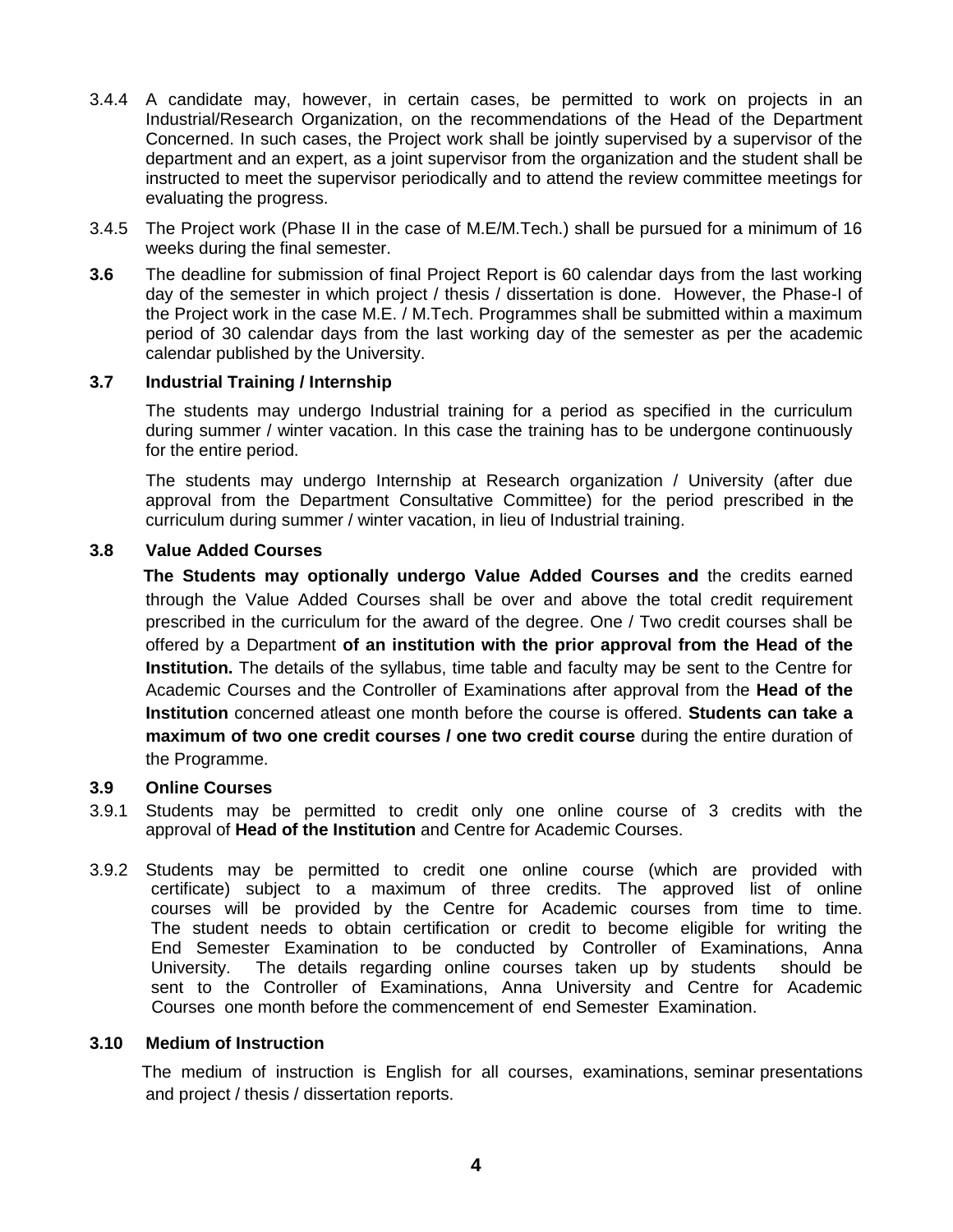3.4.4 A candidate may, however, in certain cases, be permitted to work on projects in an Industrial/Research Organization, on the recommendations of the Head of the Department Concerned. In such cases, the Project work shall be jointly supervised by a supervisor of the department and an expert, as a joint supervisor from the organization and the student shall be instructed to meet the supervisor periodically and to attend the review committee meetings for evaluating the progress.

3.4.5 The Project work (Phase II in the case of M.E/M.Tech.) shall be pursued for a minimum of 16 weeks during the final semester.

**3.6** The deadline for submission of final Project Report is 60 calendar days from the last working day of the semester in which project / thesis / dissertation is done. However, the Phase-I of the Project work in the case M.E. / M.Tech. Programmes shall be submitted within a maximum period of 30 calendar days from the last working day of the semester as per the academic calendar published by the University.

### 3.7 Industrial Training / Internship

The students may undergo Industrial training for a period as specified in the curriculum during summer / winter vacation. In this case the training has to be undergone continuously for the entire period.

The students may undergo Internship at Research organization / University (after due approval from the Department Consultative Committee) for the period prescribed in the curriculum during summer / winter vacation, in lieu of Industrial training.

### 3.8 Value Added Courses

**The Students may optionally undergo Value Added Courses and** the credits earned through the Value Added Courses shall be over and above the total credit requirement prescribed in the curriculum for the award of the degree. One / Two credit courses shall be offered by a Department **of an institution with the prior approval from the Head of the Institution.** The details of the syllabus, time table and faculty may be sent to the Centre for Academic Courses and the Controller of Examinations after approval from the **Head of the Institution** concerned atleast one month before the course is offered. **Students can take a maximum of two one credit courses / one two credit course** during the entire duration of the Programme.

### 3.9 Online Courses

3.9.1 Students may be permitted to credit only one online course of 3 credits with the approval of **Head of the Institution** and Centre for Academic Courses.

3.9.2 Students may be permitted to credit one online course (which are provided with certificate) subject to a maximum of three credits. The approved list of online courses will be provided by the Centre for Academic courses from time to time. The student needs to obtain certification or credit to become eligible for writing the End Semester Examination to be conducted by Controller of Examinations, Anna University. The details regarding online courses taken up by students should be sent to the Controller of Examinations, Anna University and Centre for Academic Courses one month before the commencement of end Semester Examination.

### 3.10 Medium of Instruction

The medium of instruction is English for all courses, examinations, seminar presentations and project / thesis / dissertation reports.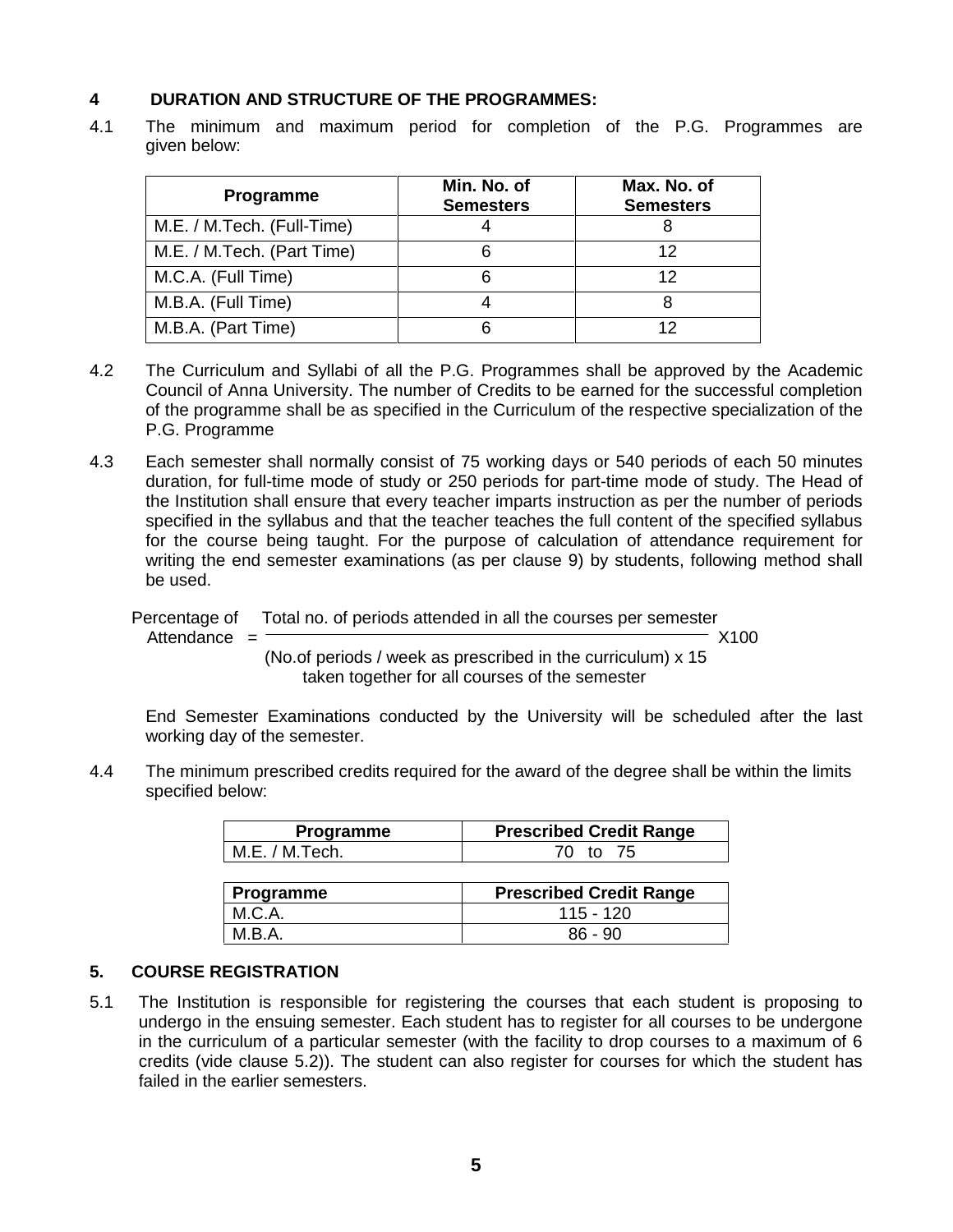## 4 DURATION AND STRUCTURE OF THE PROGRAMMES:

4.1 The minimum and maximum period for completion of the P.G. Programmes are given below:

| Programme | Min. No. of Semesters | Max. No. of Semesters |
|---|---|---|
| M.E. / M.Tech. (Full-Time) | 4 | 8 |
| M.E. / M.Tech. (Part Time) | 6 | 12 |
| M.C.A. (Full Time) | 6 | 12 |
| M.B.A. (Full Time) | 4 | 8 |
| M.B.A. (Part Time) | 6 | 12 |

4.2 The Curriculum and Syllabi of all the P.G. Programmes shall be approved by the Academic Council of Anna University. The number of Credits to be earned for the successful completion of the programme shall be as specified in the Curriculum of the respective specialization of the P.G. Programme

4.3 Each semester shall normally consist of 75 working days or 540 periods of each 50 minutes duration, for full-time mode of study or 250 periods for part-time mode of study. The Head of the Institution shall ensure that every teacher imparts instruction as per the number of periods specified in the syllabus and that the teacher teaches the full content of the specified syllabus for the course being taught. For the purpose of calculation of attendance requirement for writing the end semester examinations (as per clause 9) by students, following method shall be used.

$$\text{Percentage of Attendance} = \frac{\text{Total no. of periods attended in all the courses per semester}}{\text{(No.of periods / week as prescribed in the curriculum) x 15 taken together for all courses of the semester}} \times 100$$

End Semester Examinations conducted by the University will be scheduled after the last working day of the semester.

4.4 The minimum prescribed credits required for the award of the degree shall be within the limits specified below:

| Programme | Prescribed Credit Range |
|---|---|
| M.E. / M.Tech. | 70 to 75 |

| Programme | Prescribed Credit Range |
|---|---|
| M.C.A. | 115 - 120 |
| M.B.A. | 86 - 90 |

## 5. COURSE REGISTRATION

5.1 The Institution is responsible for registering the courses that each student is proposing to undergo in the ensuing semester. Each student has to register for all courses to be undergone in the curriculum of a particular semester (with the facility to drop courses to a maximum of 6 credits (vide clause 5.2)). The student can also register for courses for which the student has failed in the earlier semesters.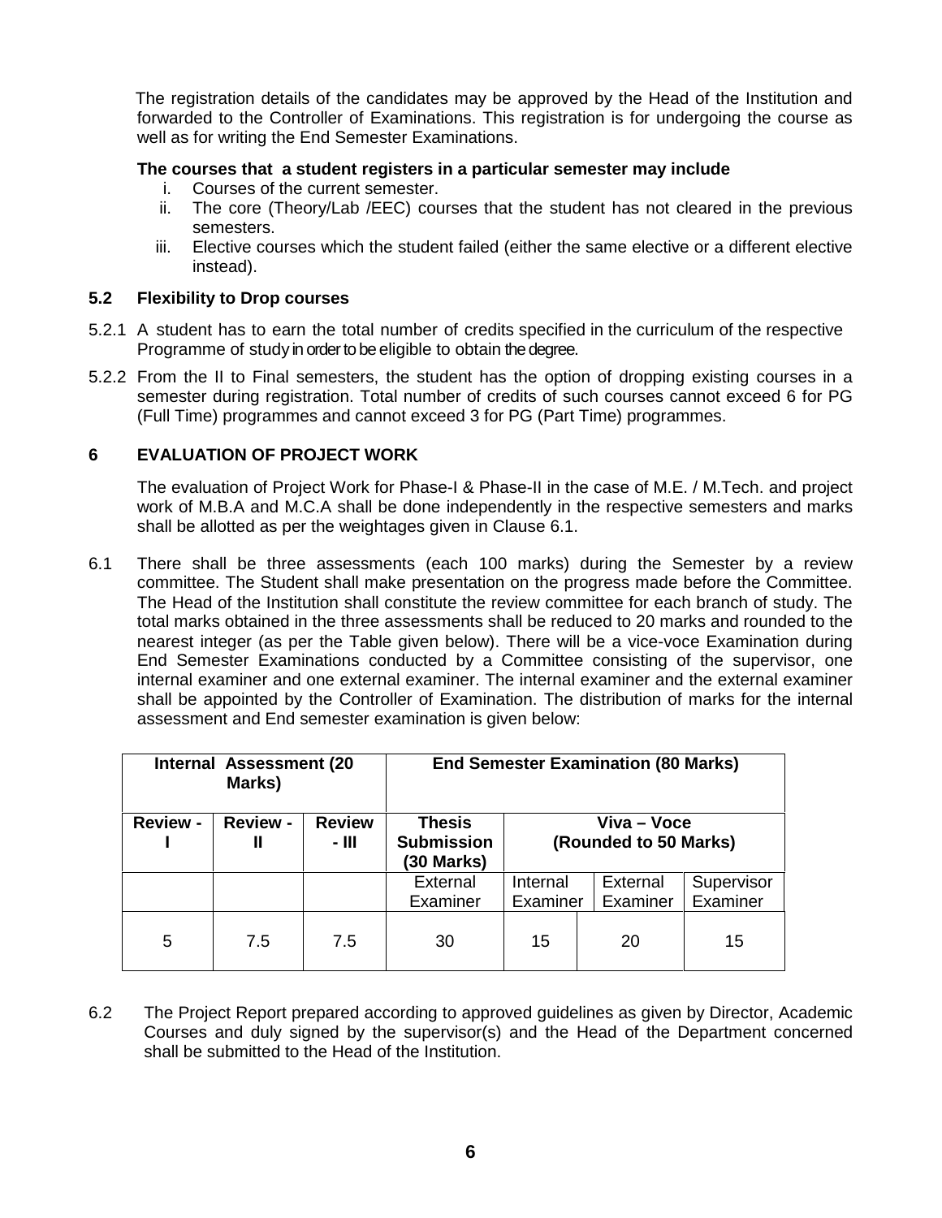The registration details of the candidates may be approved by the Head of the Institution and forwarded to the Controller of Examinations. This registration is for undergoing the course as well as for writing the End Semester Examinations.

**The courses that a student registers in a particular semester may include**

i. Courses of the current semester.
ii. The core (Theory/Lab /EEC) courses that the student has not cleared in the previous semesters.
iii. Elective courses which the student failed (either the same elective or a different elective instead).

### 5.2 Flexibility to Drop courses

5.2.1 A student has to earn the total number of credits specified in the curriculum of the respective Programme of study in order to be eligible to obtain the degree.

5.2.2 From the II to Final semesters, the student has the option of dropping existing courses in a semester during registration. Total number of credits of such courses cannot exceed 6 for PG (Full Time) programmes and cannot exceed 3 for PG (Part Time) programmes.

## 6 EVALUATION OF PROJECT WORK

The evaluation of Project Work for Phase-I & Phase-II in the case of M.E. / M.Tech. and project work of M.B.A and M.C.A shall be done independently in the respective semesters and marks shall be allotted as per the weightages given in Clause 6.1.

6.1 There shall be three assessments (each 100 marks) during the Semester by a review committee. The Student shall make presentation on the progress made before the Committee. The Head of the Institution shall constitute the review committee for each branch of study. The total marks obtained in the three assessments shall be reduced to 20 marks and rounded to the nearest integer (as per the Table given below). There will be a vice-voce Examination during End Semester Examinations conducted by a Committee consisting of the supervisor, one internal examiner and one external examiner. The internal examiner and the external examiner shall be appointed by the Controller of Examination. The distribution of marks for the internal assessment and End semester examination is given below:

| **Internal Assessment (20 Marks)** | | | **End Semester Examination (80 Marks)** | | | |
|---|---|---|---|---|---|---|
| **Review - I** | **Review - II** | **Review - III** | **Thesis Submission (30 Marks)** | **Viva – Voce (Rounded to 50 Marks)** | | |
| | | | External Examiner | Internal Examiner | External Examiner | Supervisor Examiner |
| 5 | 7.5 | 7.5 | 30 | 15 | 20 | 15 |

6.2 The Project Report prepared according to approved guidelines as given by Director, Academic Courses and duly signed by the supervisor(s) and the Head of the Department concerned shall be submitted to the Head of the Institution.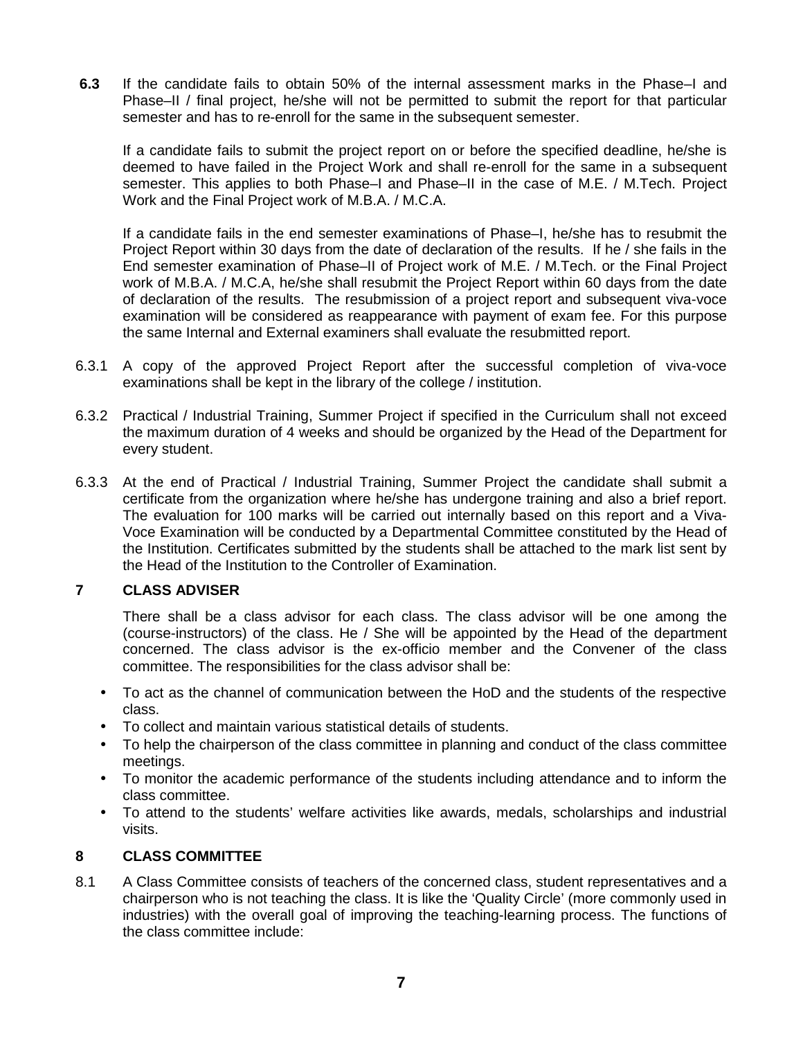**6.3** If the candidate fails to obtain 50% of the internal assessment marks in the Phase–I and Phase–II / final project, he/she will not be permitted to submit the report for that particular semester and has to re-enroll for the same in the subsequent semester.

If a candidate fails to submit the project report on or before the specified deadline, he/she is deemed to have failed in the Project Work and shall re-enroll for the same in a subsequent semester. This applies to both Phase–I and Phase–II in the case of M.E. / M.Tech. Project Work and the Final Project work of M.B.A. / M.C.A.

If a candidate fails in the end semester examinations of Phase–I, he/she has to resubmit the Project Report within 30 days from the date of declaration of the results. If he / she fails in the End semester examination of Phase–II of Project work of M.E. / M.Tech. or the Final Project work of M.B.A. / M.C.A, he/she shall resubmit the Project Report within 60 days from the date of declaration of the results. The resubmission of a project report and subsequent viva-voce examination will be considered as reappearance with payment of exam fee. For this purpose the same Internal and External examiners shall evaluate the resubmitted report.

6.3.1 A copy of the approved Project Report after the successful completion of viva-voce examinations shall be kept in the library of the college / institution.

6.3.2 Practical / Industrial Training, Summer Project if specified in the Curriculum shall not exceed the maximum duration of 4 weeks and should be organized by the Head of the Department for every student.

6.3.3 At the end of Practical / Industrial Training, Summer Project the candidate shall submit a certificate from the organization where he/she has undergone training and also a brief report. The evaluation for 100 marks will be carried out internally based on this report and a Viva-Voce Examination will be conducted by a Departmental Committee constituted by the Head of the Institution. Certificates submitted by the students shall be attached to the mark list sent by the Head of the Institution to the Controller of Examination.

## 7 CLASS ADVISER

There shall be a class advisor for each class. The class advisor will be one among the (course-instructors) of the class. He / She will be appointed by the Head of the department concerned. The class advisor is the ex-officio member and the Convener of the class committee. The responsibilities for the class advisor shall be:

- To act as the channel of communication between the HoD and the students of the respective class.
- To collect and maintain various statistical details of students.
- To help the chairperson of the class committee in planning and conduct of the class committee meetings.
- To monitor the academic performance of the students including attendance and to inform the class committee.
- To attend to the students' welfare activities like awards, medals, scholarships and industrial visits.

## 8 CLASS COMMITTEE

8.1 A Class Committee consists of teachers of the concerned class, student representatives and a chairperson who is not teaching the class. It is like the 'Quality Circle' (more commonly used in industries) with the overall goal of improving the teaching-learning process. The functions of the class committee include: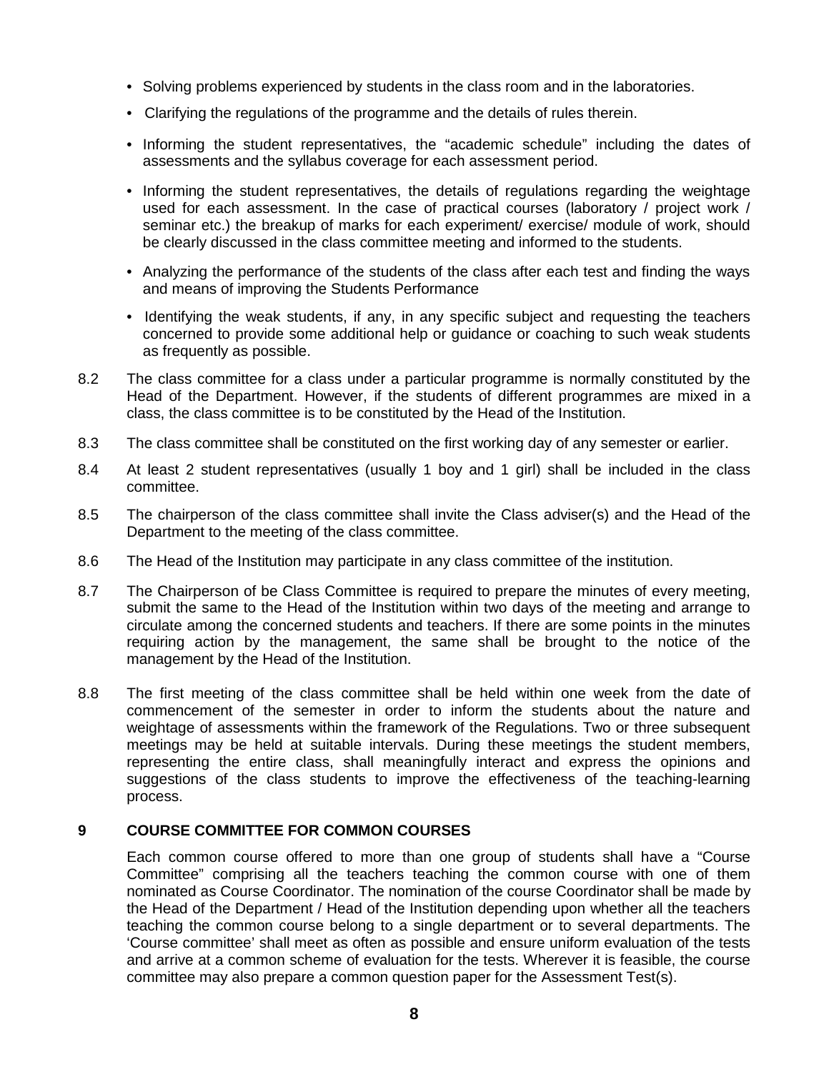- Solving problems experienced by students in the class room and in the laboratories.
- Clarifying the regulations of the programme and the details of rules therein.
- Informing the student representatives, the "academic schedule" including the dates of assessments and the syllabus coverage for each assessment period.
- Informing the student representatives, the details of regulations regarding the weightage used for each assessment. In the case of practical courses (laboratory / project work / seminar etc.) the breakup of marks for each experiment/ exercise/ module of work, should be clearly discussed in the class committee meeting and informed to the students.
- Analyzing the performance of the students of the class after each test and finding the ways and means of improving the Students Performance
- Identifying the weak students, if any, in any specific subject and requesting the teachers concerned to provide some additional help or guidance or coaching to such weak students as frequently as possible.

8.2 The class committee for a class under a particular programme is normally constituted by the Head of the Department. However, if the students of different programmes are mixed in a class, the class committee is to be constituted by the Head of the Institution.

8.3 The class committee shall be constituted on the first working day of any semester or earlier.

8.4 At least 2 student representatives (usually 1 boy and 1 girl) shall be included in the class committee.

8.5 The chairperson of the class committee shall invite the Class adviser(s) and the Head of the Department to the meeting of the class committee.

8.6 The Head of the Institution may participate in any class committee of the institution.

8.7 The Chairperson of be Class Committee is required to prepare the minutes of every meeting, submit the same to the Head of the Institution within two days of the meeting and arrange to circulate among the concerned students and teachers. If there are some points in the minutes requiring action by the management, the same shall be brought to the notice of the management by the Head of the Institution.

8.8 The first meeting of the class committee shall be held within one week from the date of commencement of the semester in order to inform the students about the nature and weightage of assessments within the framework of the Regulations. Two or three subsequent meetings may be held at suitable intervals. During these meetings the student members, representing the entire class, shall meaningfully interact and express the opinions and suggestions of the class students to improve the effectiveness of the teaching-learning process.

## 9 COURSE COMMITTEE FOR COMMON COURSES

Each common course offered to more than one group of students shall have a "Course Committee" comprising all the teachers teaching the common course with one of them nominated as Course Coordinator. The nomination of the course Coordinator shall be made by the Head of the Department / Head of the Institution depending upon whether all the teachers teaching the common course belong to a single department or to several departments. The 'Course committee' shall meet as often as possible and ensure uniform evaluation of the tests and arrive at a common scheme of evaluation for the tests. Wherever it is feasible, the course committee may also prepare a common question paper for the Assessment Test(s).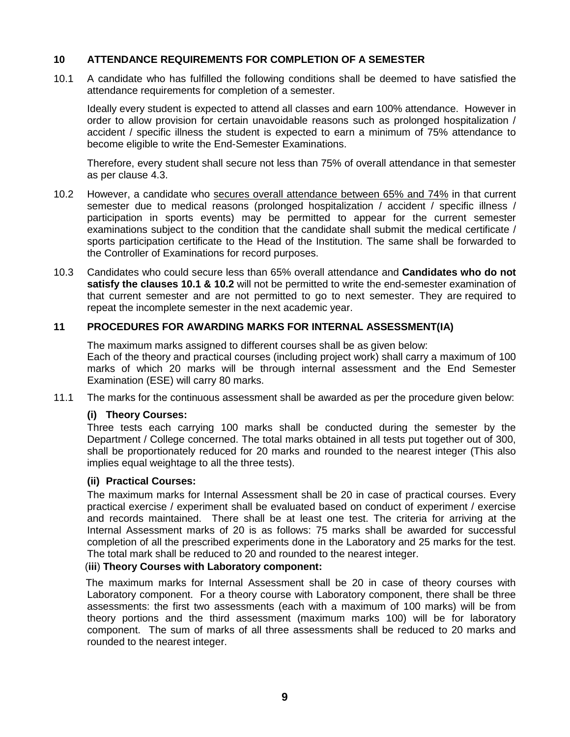## 10 ATTENDANCE REQUIREMENTS FOR COMPLETION OF A SEMESTER

10.1 A candidate who has fulfilled the following conditions shall be deemed to have satisfied the attendance requirements for completion of a semester.

Ideally every student is expected to attend all classes and earn 100% attendance. However in order to allow provision for certain unavoidable reasons such as prolonged hospitalization / accident / specific illness the student is expected to earn a minimum of 75% attendance to become eligible to write the End-Semester Examinations.

Therefore, every student shall secure not less than 75% of overall attendance in that semester as per clause 4.3.

10.2 However, a candidate who <u>secures overall attendance between 65% and 74%</u> in that current semester due to medical reasons (prolonged hospitalization / accident / specific illness / participation in sports events) may be permitted to appear for the current semester examinations subject to the condition that the candidate shall submit the medical certificate / sports participation certificate to the Head of the Institution. The same shall be forwarded to the Controller of Examinations for record purposes.

10.3 Candidates who could secure less than 65% overall attendance and **Candidates who do not satisfy the clauses 10.1 & 10.2** will not be permitted to write the end-semester examination of that current semester and are not permitted to go to next semester. They are required to repeat the incomplete semester in the next academic year.

## 11 PROCEDURES FOR AWARDING MARKS FOR INTERNAL ASSESSMENT(IA)

The maximum marks assigned to different courses shall be as given below:
Each of the theory and practical courses (including project work) shall carry a maximum of 100 marks of which 20 marks will be through internal assessment and the End Semester Examination (ESE) will carry 80 marks.

11.1 The marks for the continuous assessment shall be awarded as per the procedure given below:

**(i) Theory Courses:**

Three tests each carrying 100 marks shall be conducted during the semester by the Department / College concerned. The total marks obtained in all tests put together out of 300, shall be proportionately reduced for 20 marks and rounded to the nearest integer (This also implies equal weightage to all the three tests).

**(ii) Practical Courses:**

The maximum marks for Internal Assessment shall be 20 in case of practical courses. Every practical exercise / experiment shall be evaluated based on conduct of experiment / exercise and records maintained. There shall be at least one test. The criteria for arriving at the Internal Assessment marks of 20 is as follows: 75 marks shall be awarded for successful completion of all the prescribed experiments done in the Laboratory and 25 marks for the test. The total mark shall be reduced to 20 and rounded to the nearest integer.

(**iii**) **Theory Courses with Laboratory component:**

The maximum marks for Internal Assessment shall be 20 in case of theory courses with Laboratory component. For a theory course with Laboratory component, there shall be three assessments: the first two assessments (each with a maximum of 100 marks) will be from theory portions and the third assessment (maximum marks 100) will be for laboratory component. The sum of marks of all three assessments shall be reduced to 20 marks and rounded to the nearest integer.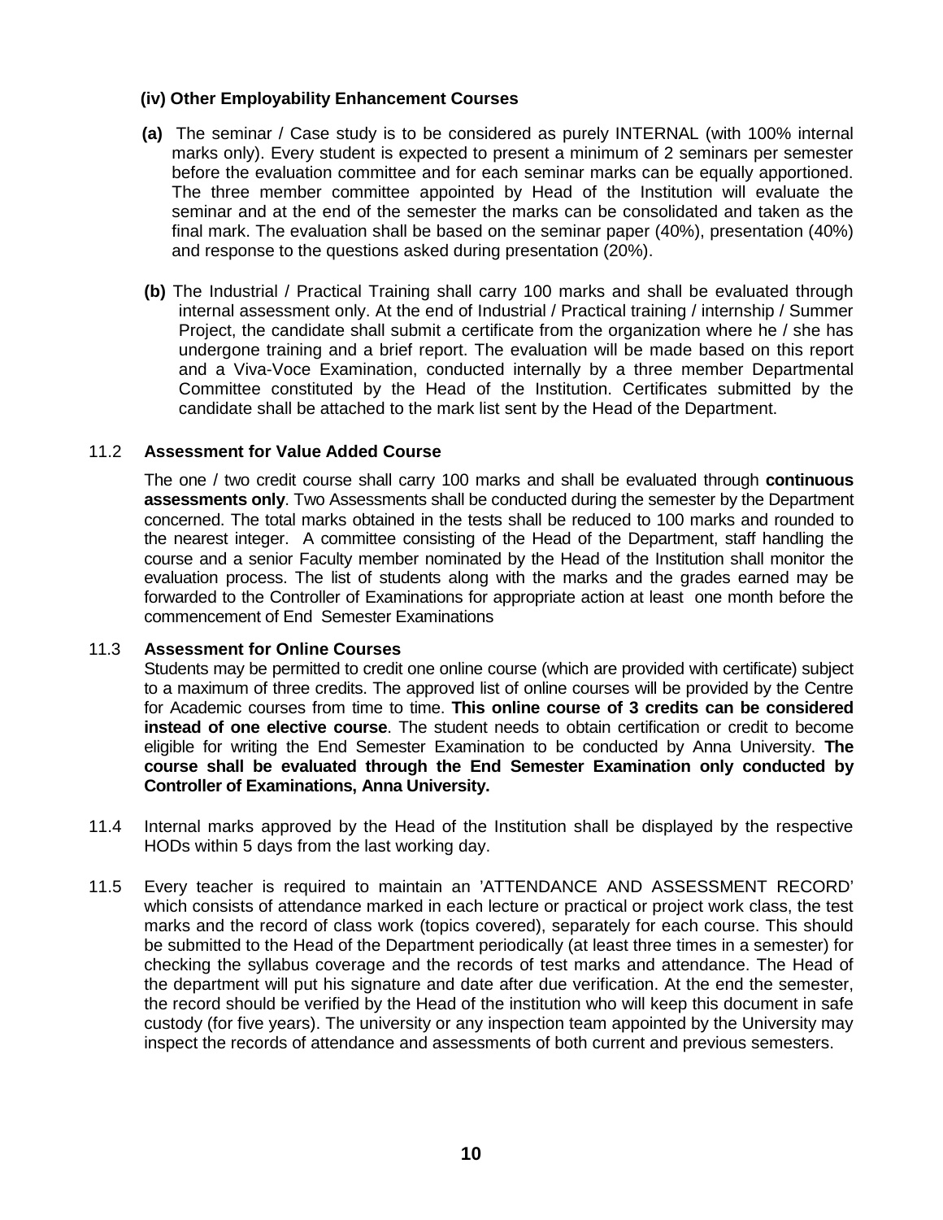**(iv) Other Employability Enhancement Courses**

**(a)** The seminar / Case study is to be considered as purely INTERNAL (with 100% internal marks only). Every student is expected to present a minimum of 2 seminars per semester before the evaluation committee and for each seminar marks can be equally apportioned. The three member committee appointed by Head of the Institution will evaluate the seminar and at the end of the semester the marks can be consolidated and taken as the final mark. The evaluation shall be based on the seminar paper (40%), presentation (40%) and response to the questions asked during presentation (20%).

**(b)** The Industrial / Practical Training shall carry 100 marks and shall be evaluated through internal assessment only. At the end of Industrial / Practical training / internship / Summer Project, the candidate shall submit a certificate from the organization where he / she has undergone training and a brief report. The evaluation will be made based on this report and a Viva-Voce Examination, conducted internally by a three member Departmental Committee constituted by the Head of the Institution. Certificates submitted by the candidate shall be attached to the mark list sent by the Head of the Department.

11.2 **Assessment for Value Added Course**

The one / two credit course shall carry 100 marks and shall be evaluated through **continuous assessments only**. Two Assessments shall be conducted during the semester by the Department concerned. The total marks obtained in the tests shall be reduced to 100 marks and rounded to the nearest integer. A committee consisting of the Head of the Department, staff handling the course and a senior Faculty member nominated by the Head of the Institution shall monitor the evaluation process. The list of students along with the marks and the grades earned may be forwarded to the Controller of Examinations for appropriate action at least one month before the commencement of End Semester Examinations

11.3 **Assessment for Online Courses**

Students may be permitted to credit one online course (which are provided with certificate) subject to a maximum of three credits. The approved list of online courses will be provided by the Centre for Academic courses from time to time. **This online course of 3 credits can be considered instead of one elective course**. The student needs to obtain certification or credit to become eligible for writing the End Semester Examination to be conducted by Anna University. **The course shall be evaluated through the End Semester Examination only conducted by Controller of Examinations, Anna University.**

11.4 Internal marks approved by the Head of the Institution shall be displayed by the respective HODs within 5 days from the last working day.

11.5 Every teacher is required to maintain an 'ATTENDANCE AND ASSESSMENT RECORD' which consists of attendance marked in each lecture or practical or project work class, the test marks and the record of class work (topics covered), separately for each course. This should be submitted to the Head of the Department periodically (at least three times in a semester) for checking the syllabus coverage and the records of test marks and attendance. The Head of the department will put his signature and date after due verification. At the end the semester, the record should be verified by the Head of the institution who will keep this document in safe custody (for five years). The university or any inspection team appointed by the University may inspect the records of attendance and assessments of both current and previous semesters.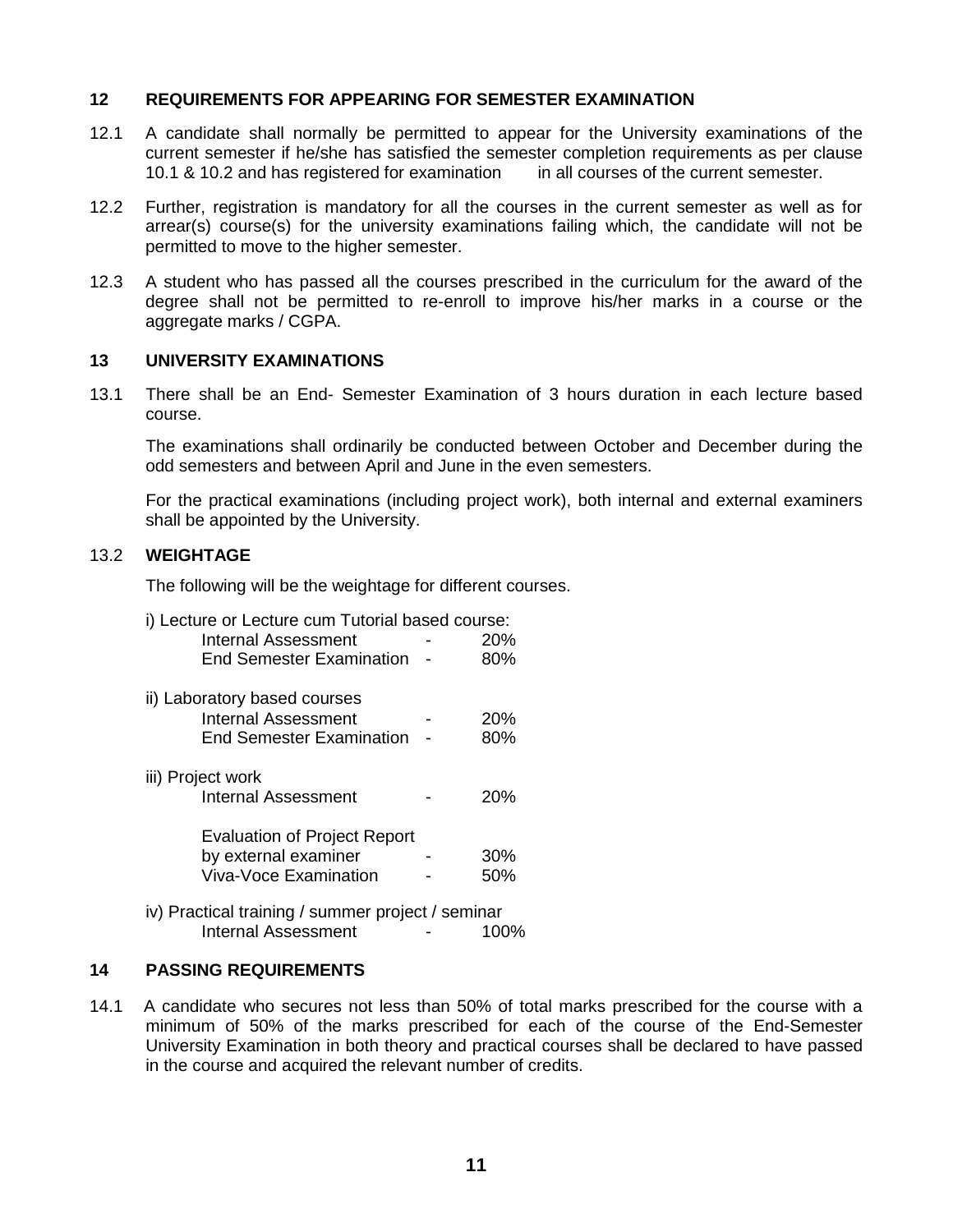## 12 REQUIREMENTS FOR APPEARING FOR SEMESTER EXAMINATION

12.1 A candidate shall normally be permitted to appear for the University examinations of the current semester if he/she has satisfied the semester completion requirements as per clause 10.1 & 10.2 and has registered for examination in all courses of the current semester.

12.2 Further, registration is mandatory for all the courses in the current semester as well as for arrear(s) course(s) for the university examinations failing which, the candidate will not be permitted to move to the higher semester.

12.3 A student who has passed all the courses prescribed in the curriculum for the award of the degree shall not be permitted to re-enroll to improve his/her marks in a course or the aggregate marks / CGPA.

## 13 UNIVERSITY EXAMINATIONS

13.1 There shall be an End- Semester Examination of 3 hours duration in each lecture based course.

The examinations shall ordinarily be conducted between October and December during the odd semesters and between April and June in the even semesters.

For the practical examinations (including project work), both internal and external examiners shall be appointed by the University.

### 13.2 WEIGHTAGE

The following will be the weightage for different courses.

i) Lecture or Lecture cum Tutorial based course:

- Internal Assessment - 20%
- End Semester Examination - 80%

ii) Laboratory based courses

- Internal Assessment - 20%
- End Semester Examination - 80%

iii) Project work

- Internal Assessment - 20%
- Evaluation of Project Report by external examiner - 30%
- Viva-Voce Examination - 50%

iv) Practical training / summer project / seminar

- Internal Assessment - 100%

## 14 PASSING REQUIREMENTS

14.1 A candidate who secures not less than 50% of total marks prescribed for the course with a minimum of 50% of the marks prescribed for each of the course of the End-Semester University Examination in both theory and practical courses shall be declared to have passed in the course and acquired the relevant number of credits.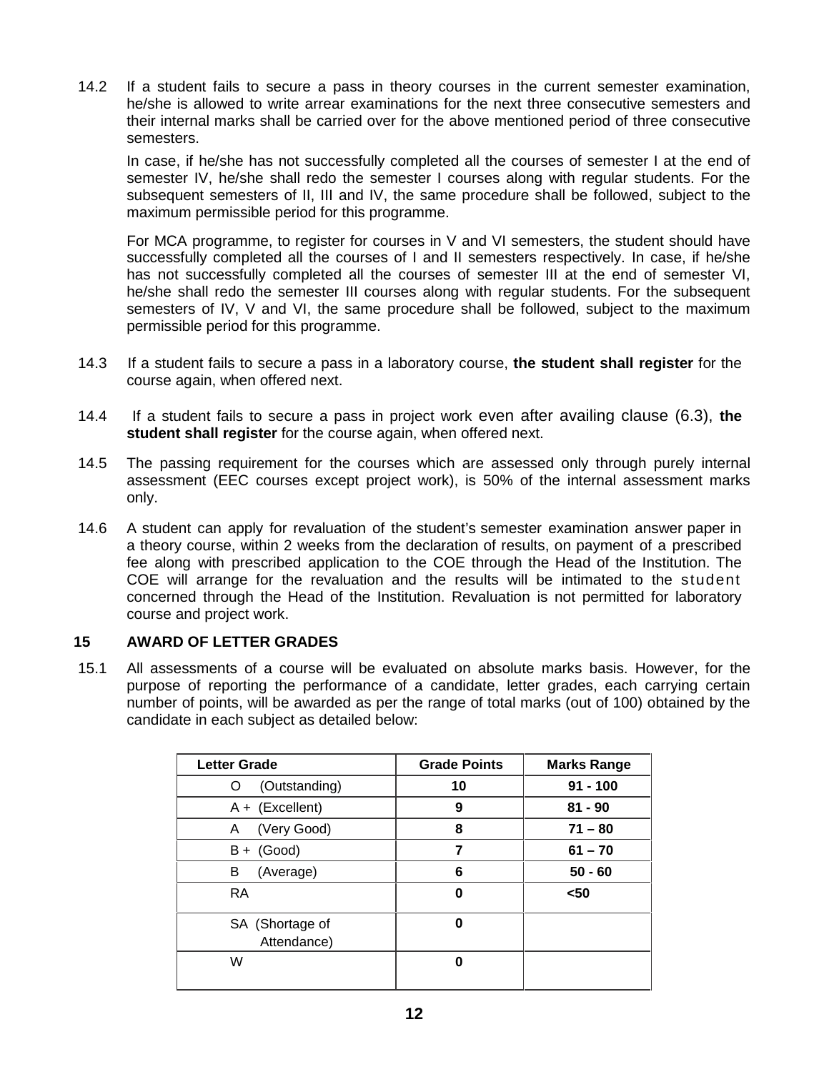14.2 If a student fails to secure a pass in theory courses in the current semester examination, he/she is allowed to write arrear examinations for the next three consecutive semesters and their internal marks shall be carried over for the above mentioned period of three consecutive semesters.

In case, if he/she has not successfully completed all the courses of semester I at the end of semester IV, he/she shall redo the semester I courses along with regular students. For the subsequent semesters of II, III and IV, the same procedure shall be followed, subject to the maximum permissible period for this programme.

For MCA programme, to register for courses in V and VI semesters, the student should have successfully completed all the courses of I and II semesters respectively. In case, if he/she has not successfully completed all the courses of semester III at the end of semester VI, he/she shall redo the semester III courses along with regular students. For the subsequent semesters of IV, V and VI, the same procedure shall be followed, subject to the maximum permissible period for this programme.

14.3 If a student fails to secure a pass in a laboratory course, **the student shall register** for the course again, when offered next.

14.4 If a student fails to secure a pass in project work even after availing clause (6.3), **the student shall register** for the course again, when offered next.

14.5 The passing requirement for the courses which are assessed only through purely internal assessment (EEC courses except project work), is 50% of the internal assessment marks only.

14.6 A student can apply for revaluation of the student's semester examination answer paper in a theory course, within 2 weeks from the declaration of results, on payment of a prescribed fee along with prescribed application to the COE through the Head of the Institution. The COE will arrange for the revaluation and the results will be intimated to the student concerned through the Head of the Institution. Revaluation is not permitted for laboratory course and project work.

## 15 AWARD OF LETTER GRADES

15.1 All assessments of a course will be evaluated on absolute marks basis. However, for the purpose of reporting the performance of a candidate, letter grades, each carrying certain number of points, will be awarded as per the range of total marks (out of 100) obtained by the candidate in each subject as detailed below:

| Letter Grade | Grade Points | Marks Range |
|---|---|---|
| O (Outstanding) | 10 | 91 - 100 |
| A + (Excellent) | 9 | 81 - 90 |
| A (Very Good) | 8 | 71 – 80 |
| B + (Good) | 7 | 61 – 70 |
| B (Average) | 6 | 50 - 60 |
| RA | 0 | <50 |
| SA (Shortage of Attendance) | 0 | |
| W | 0 | |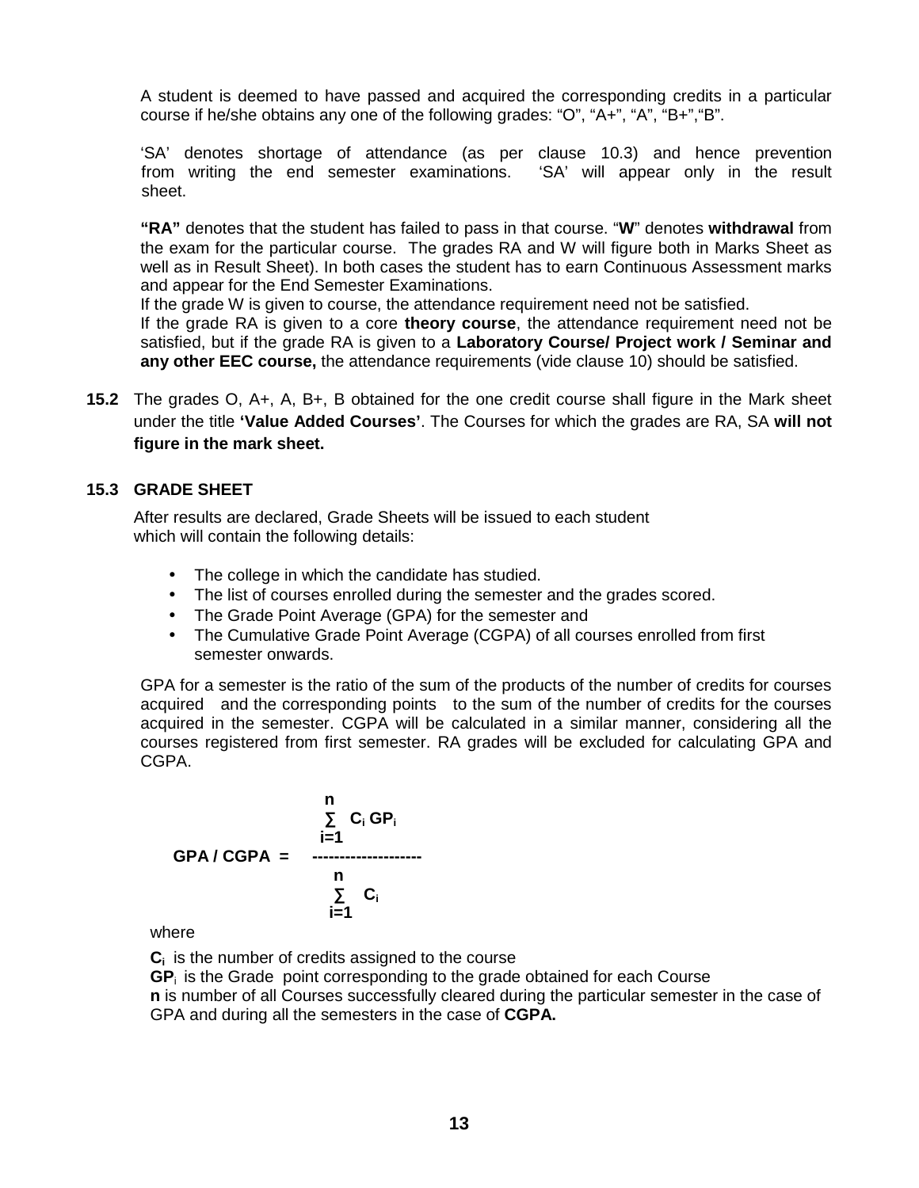A student is deemed to have passed and acquired the corresponding credits in a particular course if he/she obtains any one of the following grades: "O", "A+", "A", "B+","B".

'SA' denotes shortage of attendance (as per clause 10.3) and hence prevention from writing the end semester examinations. 'SA' will appear only in the result sheet.

**"RA"** denotes that the student has failed to pass in that course. "**W**" denotes **withdrawal** from the exam for the particular course. The grades RA and W will figure both in Marks Sheet as well as in Result Sheet). In both cases the student has to earn Continuous Assessment marks and appear for the End Semester Examinations.
If the grade W is given to course, the attendance requirement need not be satisfied.
If the grade RA is given to a core **theory course**, the attendance requirement need not be satisfied, but if the grade RA is given to a **Laboratory Course/ Project work / Seminar and any other EEC course,** the attendance requirements (vide clause 10) should be satisfied.

**15.2** The grades O, A+, A, B+, B obtained for the one credit course shall figure in the Mark sheet under the title **'Value Added Courses'**. The Courses for which the grades are RA, SA **will not figure in the mark sheet.**

### 15.3 GRADE SHEET

After results are declared, Grade Sheets will be issued to each student which will contain the following details:

- The college in which the candidate has studied.
- The list of courses enrolled during the semester and the grades scored.
- The Grade Point Average (GPA) for the semester and
- The Cumulative Grade Point Average (CGPA) of all courses enrolled from first semester onwards.

GPA for a semester is the ratio of the sum of the products of the number of credits for courses acquired and the corresponding points to the sum of the number of credits for the courses acquired in the semester. CGPA will be calculated in a similar manner, considering all the courses registered from first semester. RA grades will be excluded for calculating GPA and CGPA.

$$\textbf{GPA / CGPA} = \frac{\sum_{i=1}^{n} C_i \, GP_i}{\sum_{i=1}^{n} C_i}$$

where

**$C_i$** is the number of credits assigned to the course
**$GP_i$** is the Grade point corresponding to the grade obtained for each Course
**n** is number of all Courses successfully cleared during the particular semester in the case of GPA and during all the semesters in the case of **CGPA.**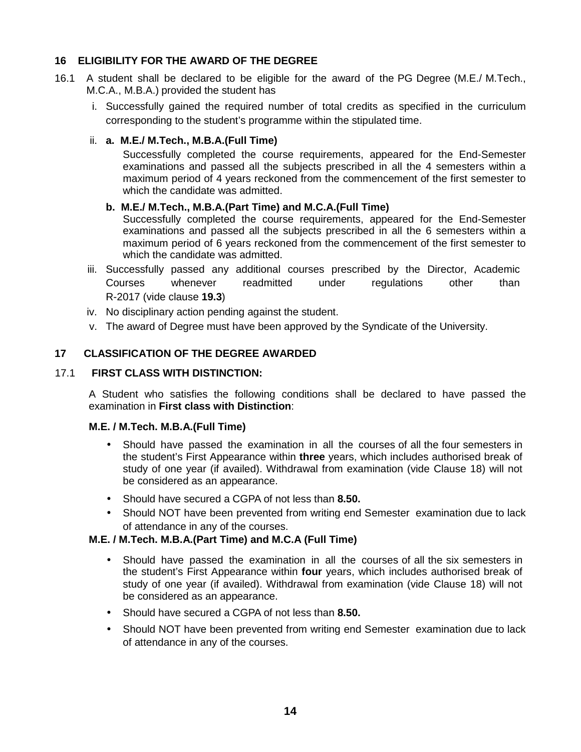## 16 ELIGIBILITY FOR THE AWARD OF THE DEGREE

16.1 A student shall be declared to be eligible for the award of the PG Degree (M.E./ M.Tech., M.C.A., M.B.A.) provided the student has

i. Successfully gained the required number of total credits as specified in the curriculum corresponding to the student's programme within the stipulated time.

ii. **a. M.E./ M.Tech., M.B.A.(Full Time)**

Successfully completed the course requirements, appeared for the End-Semester examinations and passed all the subjects prescribed in all the 4 semesters within a maximum period of 4 years reckoned from the commencement of the first semester to which the candidate was admitted.

**b. M.E./ M.Tech., M.B.A.(Part Time) and M.C.A.(Full Time)**

Successfully completed the course requirements, appeared for the End-Semester examinations and passed all the subjects prescribed in all the 6 semesters within a maximum period of 6 years reckoned from the commencement of the first semester to which the candidate was admitted.

iii. Successfully passed any additional courses prescribed by the Director, Academic Courses whenever readmitted under regulations other than R-2017 (vide clause **19.3**)

iv. No disciplinary action pending against the student.

v. The award of Degree must have been approved by the Syndicate of the University.

## 17 CLASSIFICATION OF THE DEGREE AWARDED

### 17.1 FIRST CLASS WITH DISTINCTION:

A Student who satisfies the following conditions shall be declared to have passed the examination in **First class with Distinction**:

**M.E. / M.Tech. M.B.A.(Full Time)**

- Should have passed the examination in all the courses of all the four semesters in the student's First Appearance within **three** years, which includes authorised break of study of one year (if availed). Withdrawal from examination (vide Clause 18) will not be considered as an appearance.
- Should have secured a CGPA of not less than **8.50.**
- Should NOT have been prevented from writing end Semester examination due to lack of attendance in any of the courses.

**M.E. / M.Tech. M.B.A.(Part Time) and M.C.A (Full Time)**

- Should have passed the examination in all the courses of all the six semesters in the student's First Appearance within **four** years, which includes authorised break of study of one year (if availed). Withdrawal from examination (vide Clause 18) will not be considered as an appearance.
- Should have secured a CGPA of not less than **8.50.**
- Should NOT have been prevented from writing end Semester examination due to lack of attendance in any of the courses.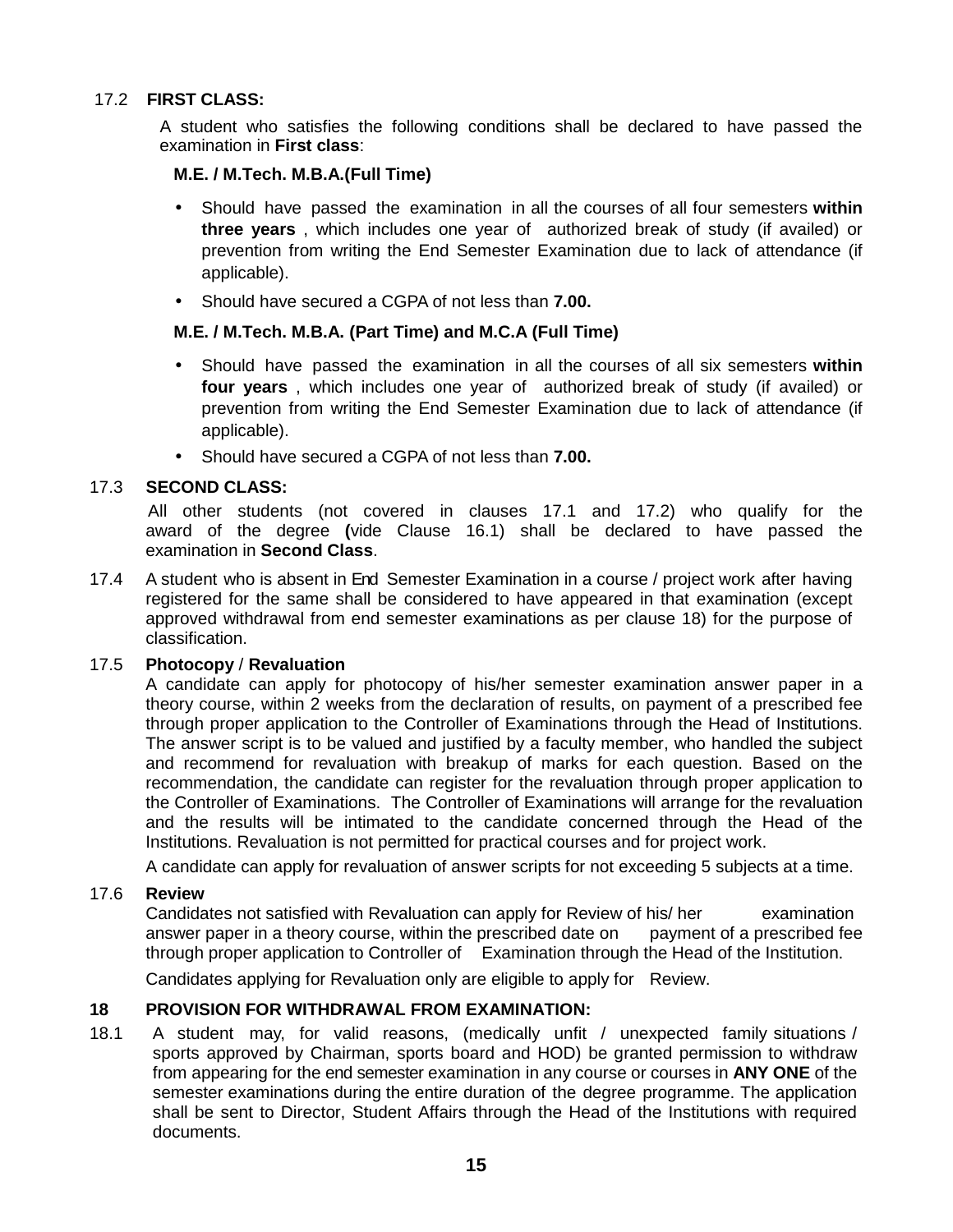17.2 **FIRST CLASS:**

A student who satisfies the following conditions shall be declared to have passed the examination in **First class**:

**M.E. / M.Tech. M.B.A.(Full Time)**

- Should have passed the examination in all the courses of all four semesters **within three years** , which includes one year of authorized break of study (if availed) or prevention from writing the End Semester Examination due to lack of attendance (if applicable).
- Should have secured a CGPA of not less than **7.00.**

**M.E. / M.Tech. M.B.A. (Part Time) and M.C.A (Full Time)**

- Should have passed the examination in all the courses of all six semesters **within four years** , which includes one year of authorized break of study (if availed) or prevention from writing the End Semester Examination due to lack of attendance (if applicable).
- Should have secured a CGPA of not less than **7.00.**

17.3 **SECOND CLASS:**

All other students (not covered in clauses 17.1 and 17.2) who qualify for the award of the degree **(**vide Clause 16.1) shall be declared to have passed the examination in **Second Class**.

17.4 A student who is absent in End Semester Examination in a course / project work after having registered for the same shall be considered to have appeared in that examination (except approved withdrawal from end semester examinations as per clause 18) for the purpose of classification.

17.5 **Photocopy** / **Revaluation**

A candidate can apply for photocopy of his/her semester examination answer paper in a theory course, within 2 weeks from the declaration of results, on payment of a prescribed fee through proper application to the Controller of Examinations through the Head of Institutions. The answer script is to be valued and justified by a faculty member, who handled the subject and recommend for revaluation with breakup of marks for each question. Based on the recommendation, the candidate can register for the revaluation through proper application to the Controller of Examinations. The Controller of Examinations will arrange for the revaluation and the results will be intimated to the candidate concerned through the Head of the Institutions. Revaluation is not permitted for practical courses and for project work.

A candidate can apply for revaluation of answer scripts for not exceeding 5 subjects at a time.

17.6 **Review**

Candidates not satisfied with Revaluation can apply for Review of his/ her examination answer paper in a theory course, within the prescribed date on payment of a prescribed fee through proper application to Controller of Examination through the Head of the Institution.

Candidates applying for Revaluation only are eligible to apply for Review.

**18 PROVISION FOR WITHDRAWAL FROM EXAMINATION:**

18.1 A student may, for valid reasons, (medically unfit / unexpected family situations / sports approved by Chairman, sports board and HOD) be granted permission to withdraw from appearing for the end semester examination in any course or courses in **ANY ONE** of the semester examinations during the entire duration of the degree programme. The application shall be sent to Director, Student Affairs through the Head of the Institutions with required documents.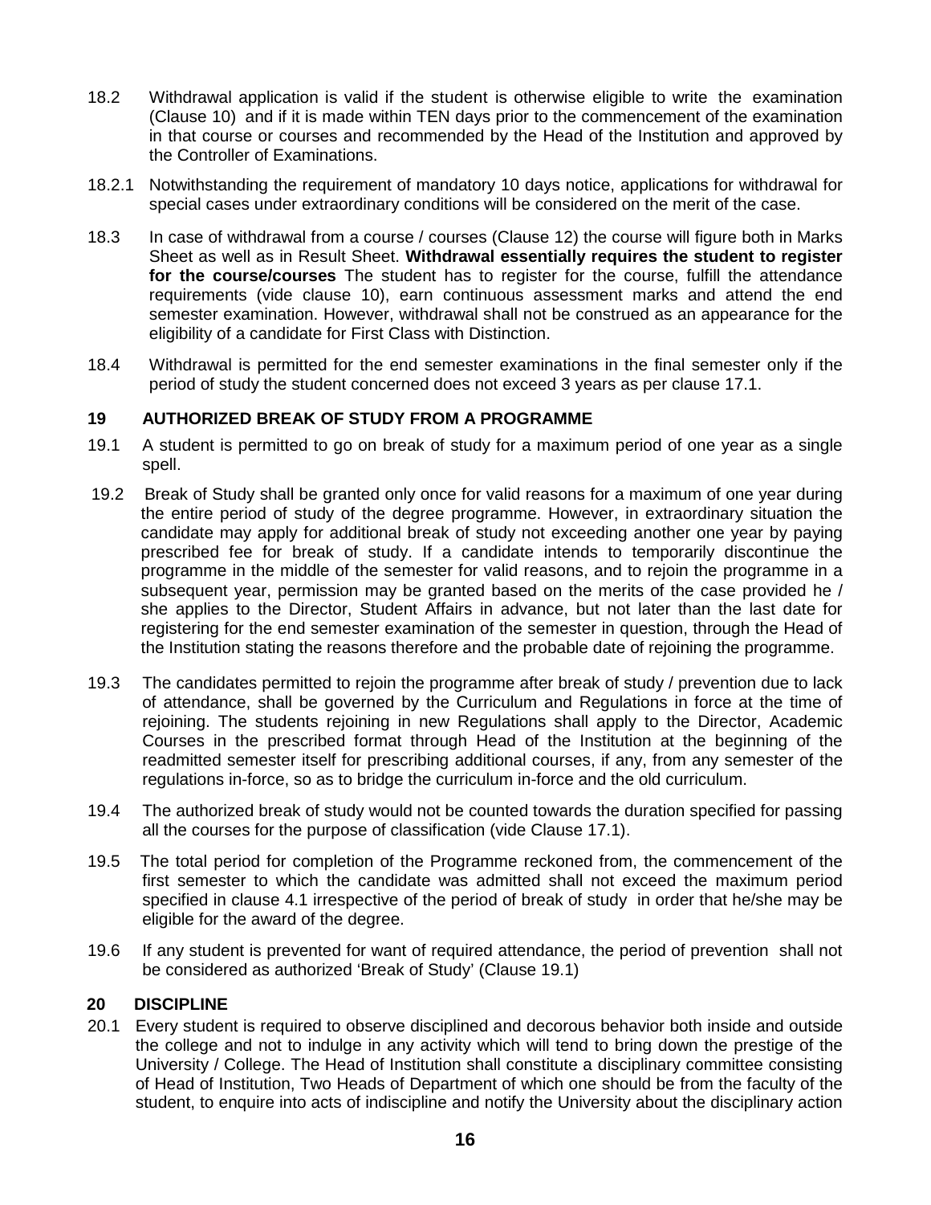18.2 Withdrawal application is valid if the student is otherwise eligible to write the examination (Clause 10) and if it is made within TEN days prior to the commencement of the examination in that course or courses and recommended by the Head of the Institution and approved by the Controller of Examinations.

18.2.1 Notwithstanding the requirement of mandatory 10 days notice, applications for withdrawal for special cases under extraordinary conditions will be considered on the merit of the case.

18.3 In case of withdrawal from a course / courses (Clause 12) the course will figure both in Marks Sheet as well as in Result Sheet. **Withdrawal essentially requires the student to register for the course/courses** The student has to register for the course, fulfill the attendance requirements (vide clause 10), earn continuous assessment marks and attend the end semester examination. However, withdrawal shall not be construed as an appearance for the eligibility of a candidate for First Class with Distinction.

18.4 Withdrawal is permitted for the end semester examinations in the final semester only if the period of study the student concerned does not exceed 3 years as per clause 17.1.

## 19 AUTHORIZED BREAK OF STUDY FROM A PROGRAMME

19.1 A student is permitted to go on break of study for a maximum period of one year as a single spell.

19.2 Break of Study shall be granted only once for valid reasons for a maximum of one year during the entire period of study of the degree programme. However, in extraordinary situation the candidate may apply for additional break of study not exceeding another one year by paying prescribed fee for break of study. If a candidate intends to temporarily discontinue the programme in the middle of the semester for valid reasons, and to rejoin the programme in a subsequent year, permission may be granted based on the merits of the case provided he / she applies to the Director, Student Affairs in advance, but not later than the last date for registering for the end semester examination of the semester in question, through the Head of the Institution stating the reasons therefore and the probable date of rejoining the programme.

19.3 The candidates permitted to rejoin the programme after break of study / prevention due to lack of attendance, shall be governed by the Curriculum and Regulations in force at the time of rejoining. The students rejoining in new Regulations shall apply to the Director, Academic Courses in the prescribed format through Head of the Institution at the beginning of the readmitted semester itself for prescribing additional courses, if any, from any semester of the regulations in-force, so as to bridge the curriculum in-force and the old curriculum.

19.4 The authorized break of study would not be counted towards the duration specified for passing all the courses for the purpose of classification (vide Clause 17.1).

19.5 The total period for completion of the Programme reckoned from, the commencement of the first semester to which the candidate was admitted shall not exceed the maximum period specified in clause 4.1 irrespective of the period of break of study in order that he/she may be eligible for the award of the degree.

19.6 If any student is prevented for want of required attendance, the period of prevention shall not be considered as authorized 'Break of Study' (Clause 19.1)

## 20 DISCIPLINE

20.1 Every student is required to observe disciplined and decorous behavior both inside and outside the college and not to indulge in any activity which will tend to bring down the prestige of the University / College. The Head of Institution shall constitute a disciplinary committee consisting of Head of Institution, Two Heads of Department of which one should be from the faculty of the student, to enquire into acts of indiscipline and notify the University about the disciplinary action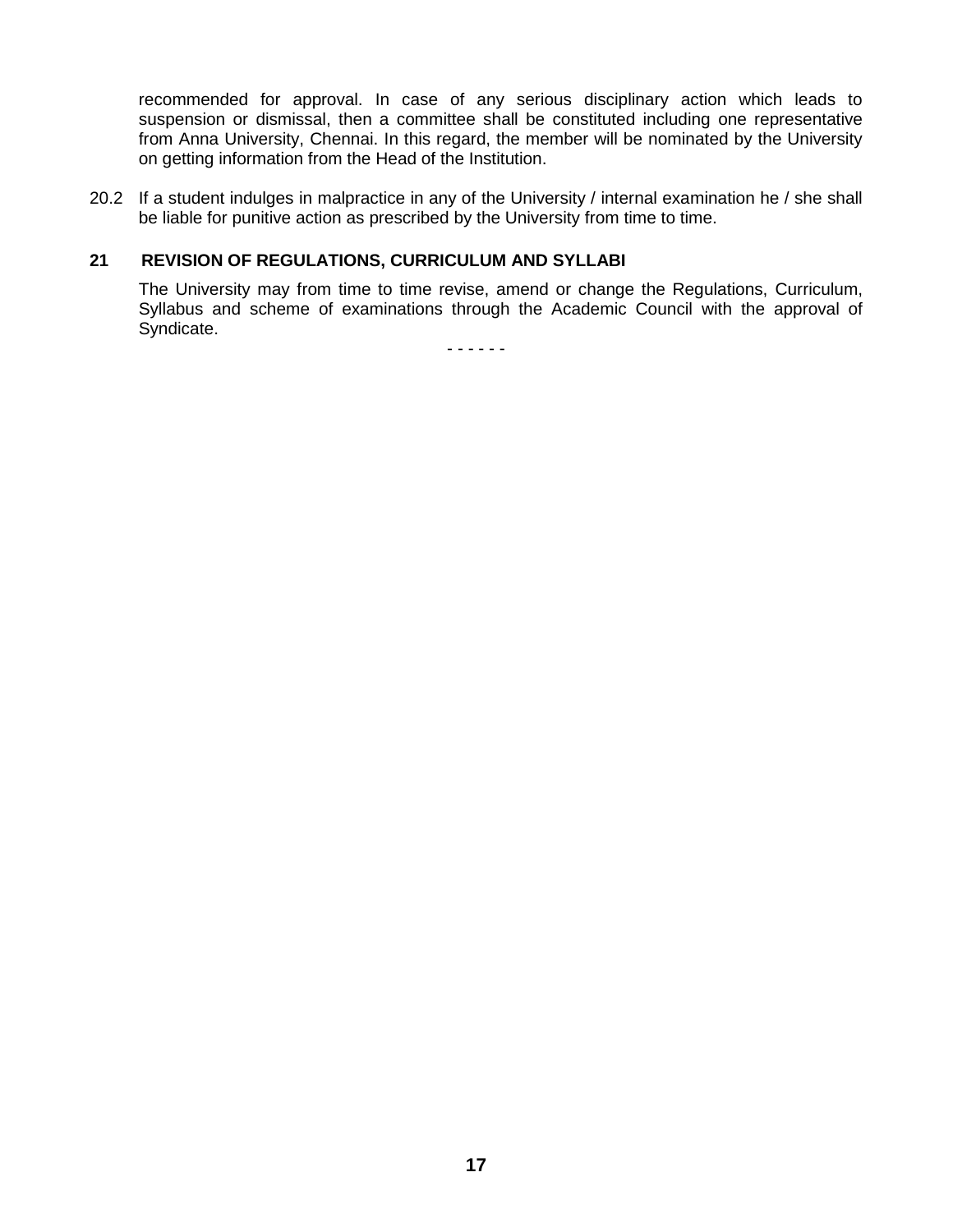recommended for approval. In case of any serious disciplinary action which leads to suspension or dismissal, then a committee shall be constituted including one representative from Anna University, Chennai. In this regard, the member will be nominated by the University on getting information from the Head of the Institution.

20.2 If a student indulges in malpractice in any of the University / internal examination he / she shall be liable for punitive action as prescribed by the University from time to time.

## 21 REVISION OF REGULATIONS, CURRICULUM AND SYLLABI

The University may from time to time revise, amend or change the Regulations, Curriculum, Syllabus and scheme of examinations through the Academic Council with the approval of Syndicate.

\- - - - - -